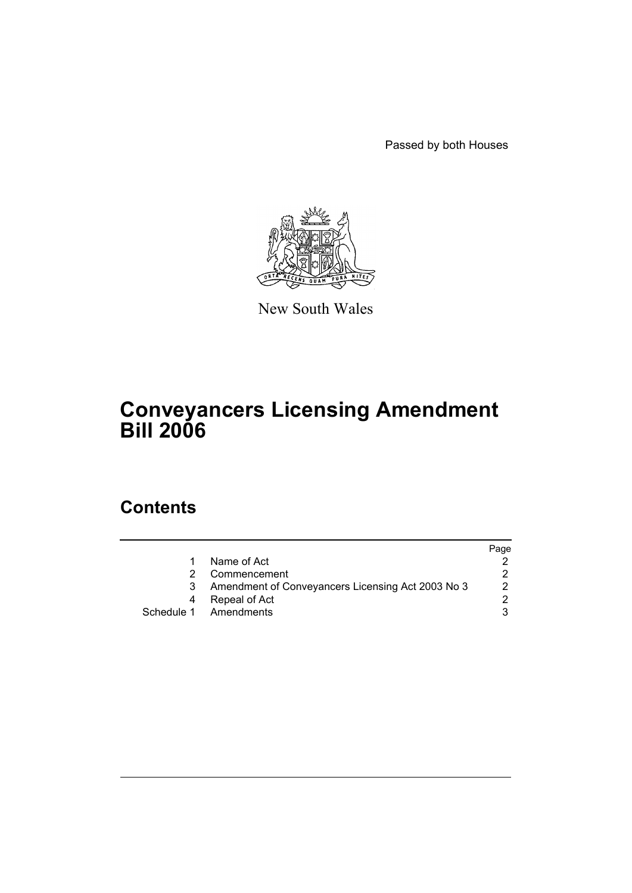Passed by both Houses

New South Wales

# Conveyancers Licensing Amendment Bill 2006

## Contents

| | | Page |
|---|---|---|
| 1 | Name of Act | 2 |
| 2 | Commencement | 2 |
| 3 | Amendment of Conveyancers Licensing Act 2003 No 3 | 2 |
| 4 | Repeal of Act | 2 |
| Schedule 1 | Amendments | 3 |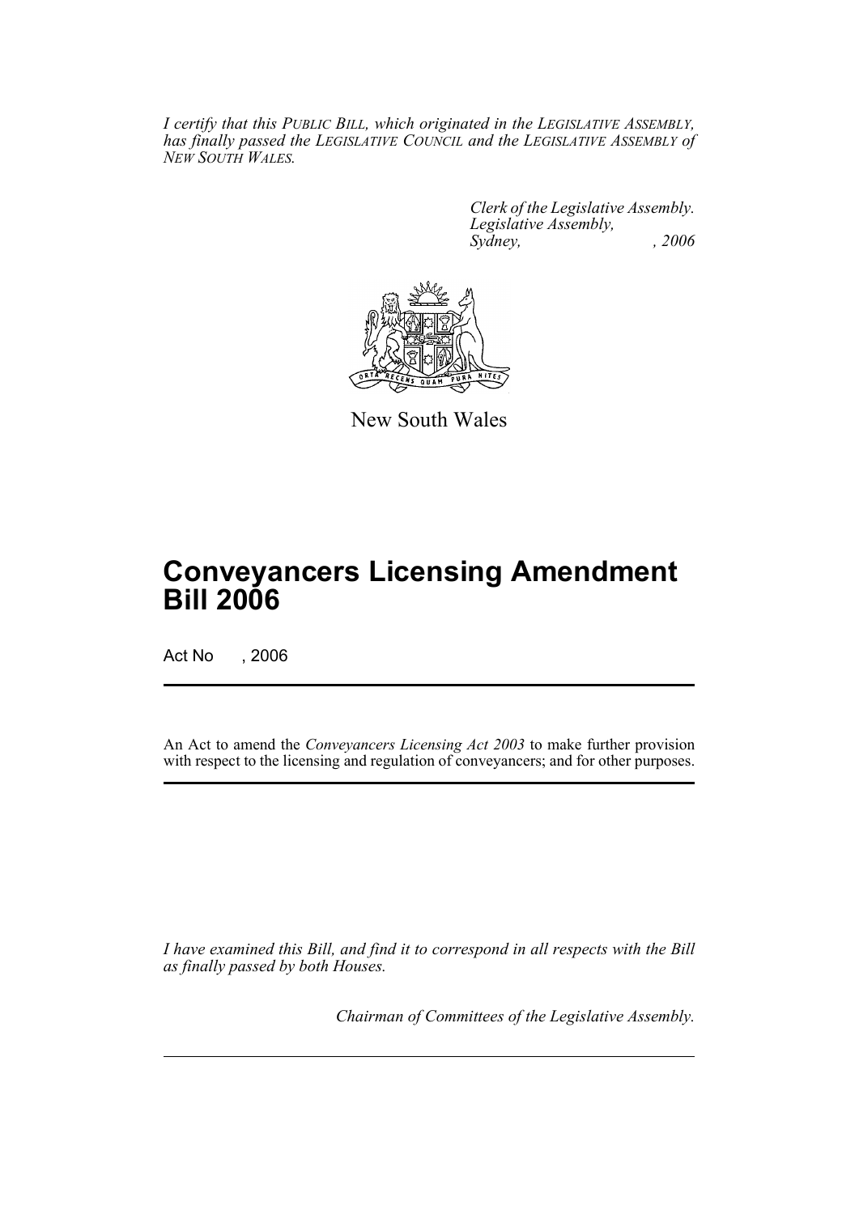*I certify that this PUBLIC BILL, which originated in the LEGISLATIVE ASSEMBLY, has finally passed the LEGISLATIVE COUNCIL and the LEGISLATIVE ASSEMBLY of NEW SOUTH WALES.*

*Clerk of the Legislative Assembly.*
*Legislative Assembly,*
*Sydney, , 2006*

New South Wales

# Conveyancers Licensing Amendment Bill 2006

Act No , 2006

An Act to amend the *Conveyancers Licensing Act 2003* to make further provision with respect to the licensing and regulation of conveyancers; and for other purposes.

*I have examined this Bill, and find it to correspond in all respects with the Bill as finally passed by both Houses.*

*Chairman of Committees of the Legislative Assembly.*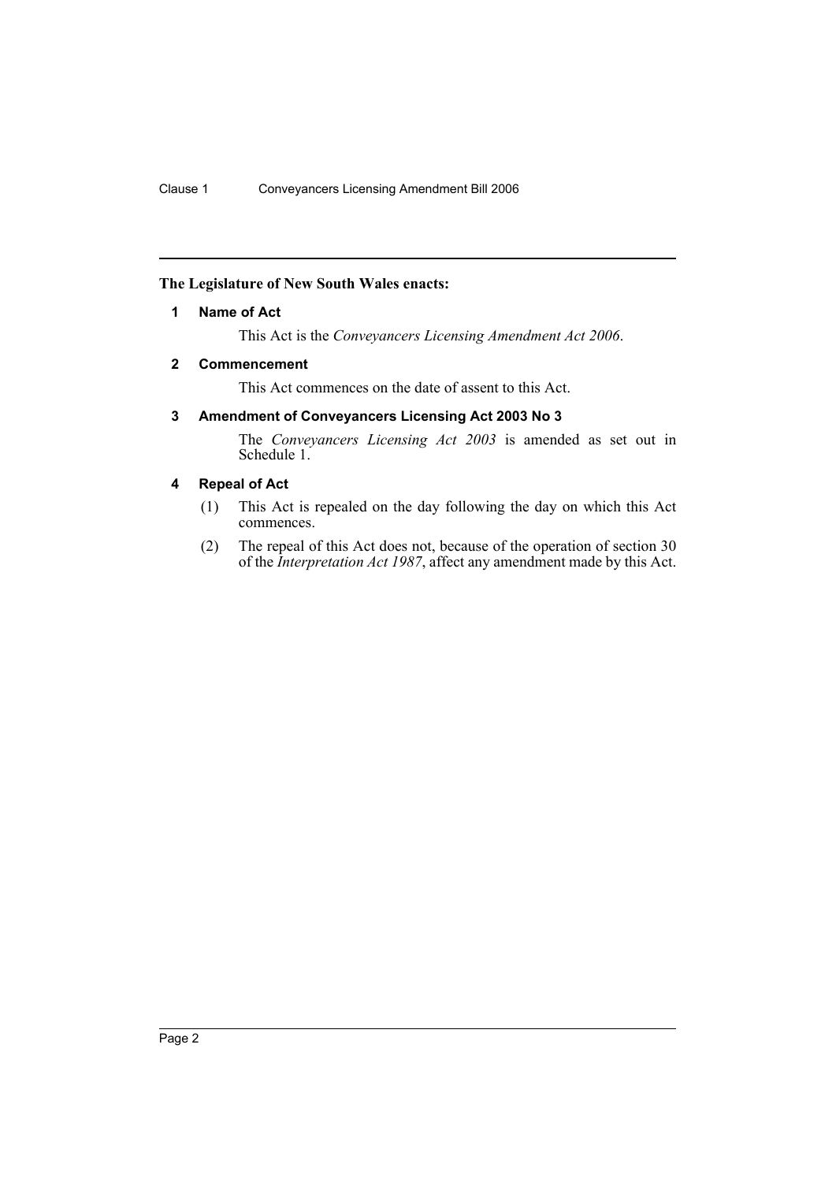**The Legislature of New South Wales enacts:**

### 1 Name of Act

This Act is the *Conveyancers Licensing Amendment Act 2006*.

### 2 Commencement

This Act commences on the date of assent to this Act.

### 3 Amendment of Conveyancers Licensing Act 2003 No 3

The *Conveyancers Licensing Act 2003* is amended as set out in Schedule 1.

### 4 Repeal of Act

(1) This Act is repealed on the day following the day on which this Act commences.

(2) The repeal of this Act does not, because of the operation of section 30 of the *Interpretation Act 1987*, affect any amendment made by this Act.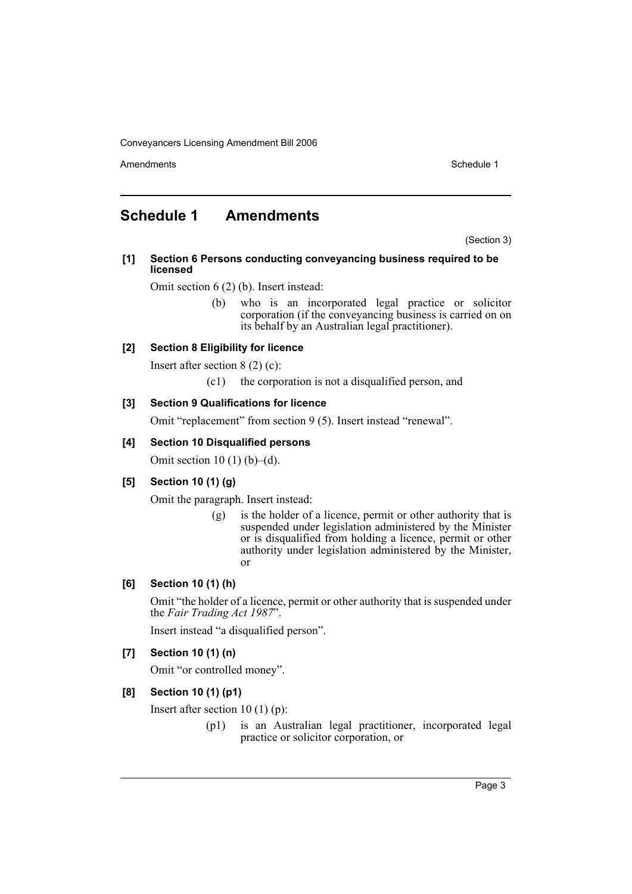# Schedule 1 Amendments

(Section 3)

### [1] Section 6 Persons conducting conveyancing business required to be licensed

Omit section 6 (2) (b). Insert instead:

> (b) who is an incorporated legal practice or solicitor corporation (if the conveyancing business is carried on on its behalf by an Australian legal practitioner).

### [2] Section 8 Eligibility for licence

Insert after section 8 (2) (c):

> (c1) the corporation is not a disqualified person, and

### [3] Section 9 Qualifications for licence

Omit "replacement" from section 9 (5). Insert instead "renewal".

### [4] Section 10 Disqualified persons

Omit section 10 (1) (b)–(d).

### [5] Section 10 (1) (g)

Omit the paragraph. Insert instead:

> (g) is the holder of a licence, permit or other authority that is suspended under legislation administered by the Minister or is disqualified from holding a licence, permit or other authority under legislation administered by the Minister, or

### [6] Section 10 (1) (h)

Omit "the holder of a licence, permit or other authority that is suspended under the *Fair Trading Act 1987*".

Insert instead "a disqualified person".

### [7] Section 10 (1) (n)

Omit "or controlled money".

### [8] Section 10 (1) (p1)

Insert after section 10 (1) (p):

> (p1) is an Australian legal practitioner, incorporated legal practice or solicitor corporation, or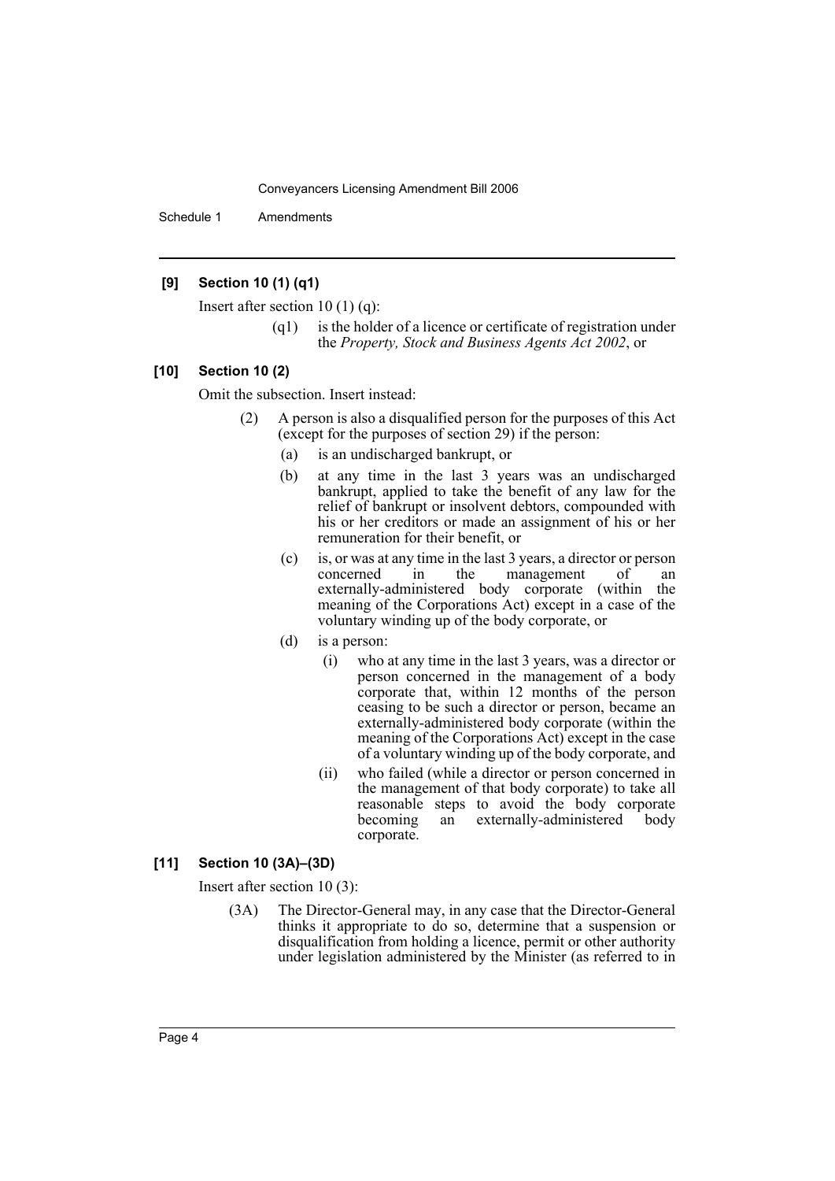### [9] Section 10 (1) (q1)

Insert after section 10 (1) (q):

> (q1) is the holder of a licence or certificate of registration under the *Property, Stock and Business Agents Act 2002*, or

### [10] Section 10 (2)

Omit the subsection. Insert instead:

> (2) A person is also a disqualified person for the purposes of this Act (except for the purposes of section 29) if the person:
>
> (a) is an undischarged bankrupt, or
>
> (b) at any time in the last 3 years was an undischarged bankrupt, applied to take the benefit of any law for the relief of bankrupt or insolvent debtors, compounded with his or her creditors or made an assignment of his or her remuneration for their benefit, or
>
> (c) is, or was at any time in the last 3 years, a director or person concerned in the management of an externally-administered body corporate (within the meaning of the Corporations Act) except in a case of the voluntary winding up of the body corporate, or
>
> (d) is a person:
>
> (i) who at any time in the last 3 years, was a director or person concerned in the management of a body corporate that, within 12 months of the person ceasing to be such a director or person, became an externally-administered body corporate (within the meaning of the Corporations Act) except in the case of a voluntary winding up of the body corporate, and
>
> (ii) who failed (while a director or person concerned in the management of that body corporate) to take all reasonable steps to avoid the body corporate becoming an externally-administered body corporate.

### [11] Section 10 (3A)–(3D)

Insert after section 10 (3):

> (3A) The Director-General may, in any case that the Director-General thinks it appropriate to do so, determine that a suspension or disqualification from holding a licence, permit or other authority under legislation administered by the Minister (as referred to in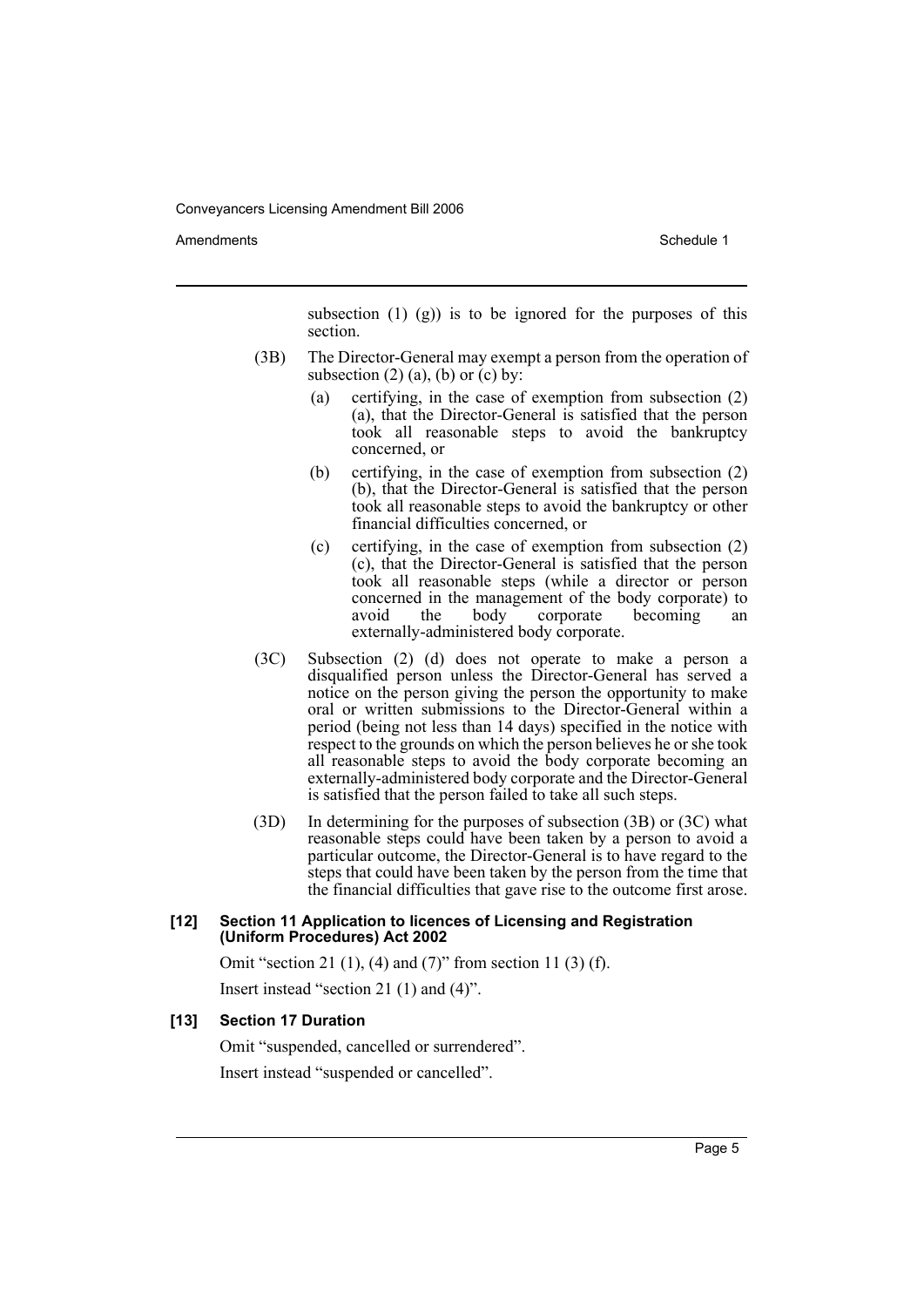subsection (1) (g)) is to be ignored for the purposes of this section.

(3B) The Director-General may exempt a person from the operation of subsection (2) (a), (b) or (c) by:

- (a) certifying, in the case of exemption from subsection (2) (a), that the Director-General is satisfied that the person took all reasonable steps to avoid the bankruptcy concerned, or
- (b) certifying, in the case of exemption from subsection (2) (b), that the Director-General is satisfied that the person took all reasonable steps to avoid the bankruptcy or other financial difficulties concerned, or
- (c) certifying, in the case of exemption from subsection (2) (c), that the Director-General is satisfied that the person took all reasonable steps (while a director or person concerned in the management of the body corporate) to avoid the body corporate becoming an externally-administered body corporate.

(3C) Subsection (2) (d) does not operate to make a person a disqualified person unless the Director-General has served a notice on the person giving the person the opportunity to make oral or written submissions to the Director-General within a period (being not less than 14 days) specified in the notice with respect to the grounds on which the person believes he or she took all reasonable steps to avoid the body corporate becoming an externally-administered body corporate and the Director-General is satisfied that the person failed to take all such steps.

(3D) In determining for the purposes of subsection (3B) or (3C) what reasonable steps could have been taken by a person to avoid a particular outcome, the Director-General is to have regard to the steps that could have been taken by the person from the time that the financial difficulties that gave rise to the outcome first arose.

#### [12] Section 11 Application to licences of Licensing and Registration (Uniform Procedures) Act 2002

Omit "section 21 (1), (4) and (7)" from section 11 (3) (f).

Insert instead "section 21 (1) and (4)".

#### [13] Section 17 Duration

Omit "suspended, cancelled or surrendered".

Insert instead "suspended or cancelled".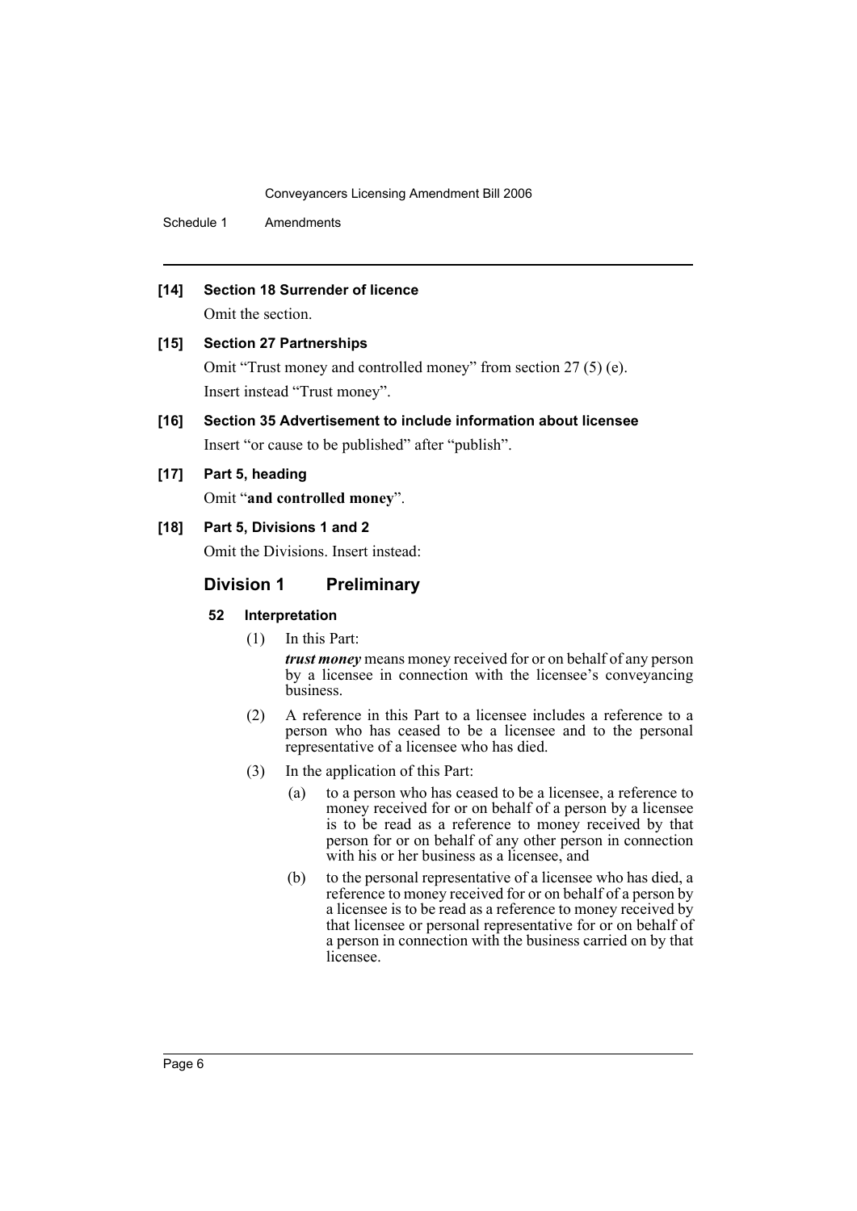**[14] Section 18 Surrender of licence**

Omit the section.

**[15] Section 27 Partnerships**

Omit "Trust money and controlled money" from section 27 (5) (e).

Insert instead "Trust money".

**[16] Section 35 Advertisement to include information about licensee**

Insert "or cause to be published" after "publish".

**[17] Part 5, heading**

Omit "**and controlled money**".

**[18] Part 5, Divisions 1 and 2**

Omit the Divisions. Insert instead:

## Division 1 Preliminary

### 52 Interpretation

(1) In this Part:

***trust money*** means money received for or on behalf of any person by a licensee in connection with the licensee's conveyancing business.

(2) A reference in this Part to a licensee includes a reference to a person who has ceased to be a licensee and to the personal representative of a licensee who has died.

(3) In the application of this Part:

(a) to a person who has ceased to be a licensee, a reference to money received for or on behalf of a person by a licensee is to be read as a reference to money received by that person for or on behalf of any other person in connection with his or her business as a licensee, and

(b) to the personal representative of a licensee who has died, a reference to money received for or on behalf of a person by a licensee is to be read as a reference to money received by that licensee or personal representative for or on behalf of a person in connection with the business carried on by that licensee.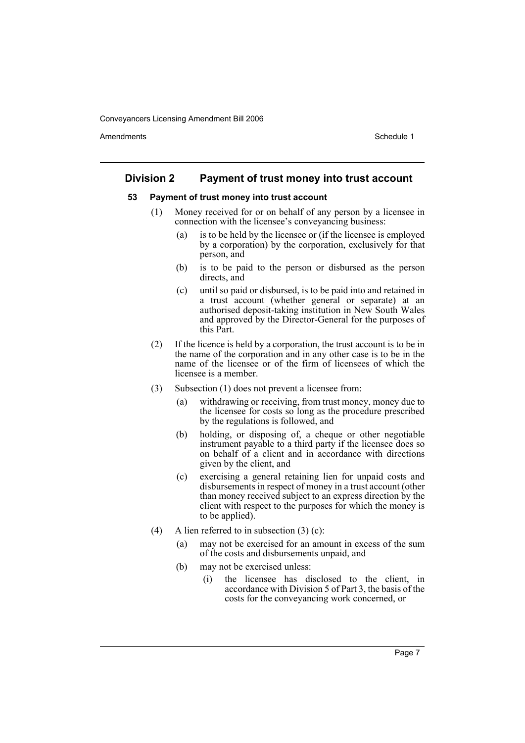## Division 2 Payment of trust money into trust account

### 53 Payment of trust money into trust account

(1) Money received for or on behalf of any person by a licensee in connection with the licensee's conveyancing business:

- (a) is to be held by the licensee or (if the licensee is employed by a corporation) by the corporation, exclusively for that person, and
- (b) is to be paid to the person or disbursed as the person directs, and
- (c) until so paid or disbursed, is to be paid into and retained in a trust account (whether general or separate) at an authorised deposit-taking institution in New South Wales and approved by the Director-General for the purposes of this Part.

(2) If the licence is held by a corporation, the trust account is to be in the name of the corporation and in any other case is to be in the name of the licensee or of the firm of licensees of which the licensee is a member.

(3) Subsection (1) does not prevent a licensee from:

- (a) withdrawing or receiving, from trust money, money due to the licensee for costs so long as the procedure prescribed by the regulations is followed, and
- (b) holding, or disposing of, a cheque or other negotiable instrument payable to a third party if the licensee does so on behalf of a client and in accordance with directions given by the client, and
- (c) exercising a general retaining lien for unpaid costs and disbursements in respect of money in a trust account (other than money received subject to an express direction by the client with respect to the purposes for which the money is to be applied).

(4) A lien referred to in subsection (3) (c):

- (a) may not be exercised for an amount in excess of the sum of the costs and disbursements unpaid, and
- (b) may not be exercised unless:
  - (i) the licensee has disclosed to the client, in accordance with Division 5 of Part 3, the basis of the costs for the conveyancing work concerned, or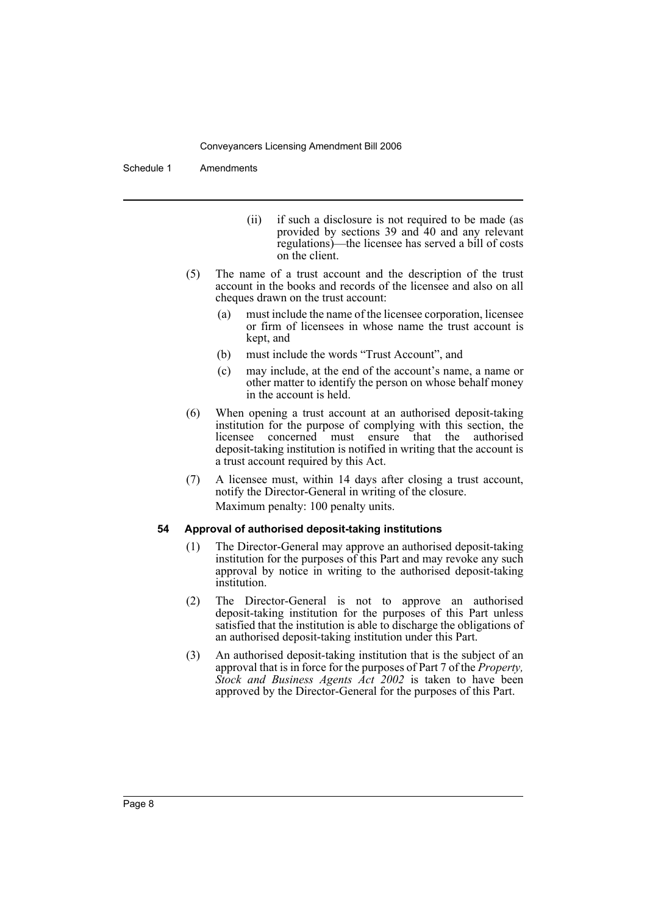(ii) if such a disclosure is not required to be made (as provided by sections 39 and 40 and any relevant regulations)—the licensee has served a bill of costs on the client.

(5) The name of a trust account and the description of the trust account in the books and records of the licensee and also on all cheques drawn on the trust account:

(a) must include the name of the licensee corporation, licensee or firm of licensees in whose name the trust account is kept, and

(b) must include the words "Trust Account", and

(c) may include, at the end of the account's name, a name or other matter to identify the person on whose behalf money in the account is held.

(6) When opening a trust account at an authorised deposit-taking institution for the purpose of complying with this section, the licensee concerned must ensure that the authorised deposit-taking institution is notified in writing that the account is a trust account required by this Act.

(7) A licensee must, within 14 days after closing a trust account, notify the Director-General in writing of the closure.

Maximum penalty: 100 penalty units.

#### 54 Approval of authorised deposit-taking institutions

(1) The Director-General may approve an authorised deposit-taking institution for the purposes of this Part and may revoke any such approval by notice in writing to the authorised deposit-taking institution.

(2) The Director-General is not to approve an authorised deposit-taking institution for the purposes of this Part unless satisfied that the institution is able to discharge the obligations of an authorised deposit-taking institution under this Part.

(3) An authorised deposit-taking institution that is the subject of an approval that is in force for the purposes of Part 7 of the *Property, Stock and Business Agents Act 2002* is taken to have been approved by the Director-General for the purposes of this Part.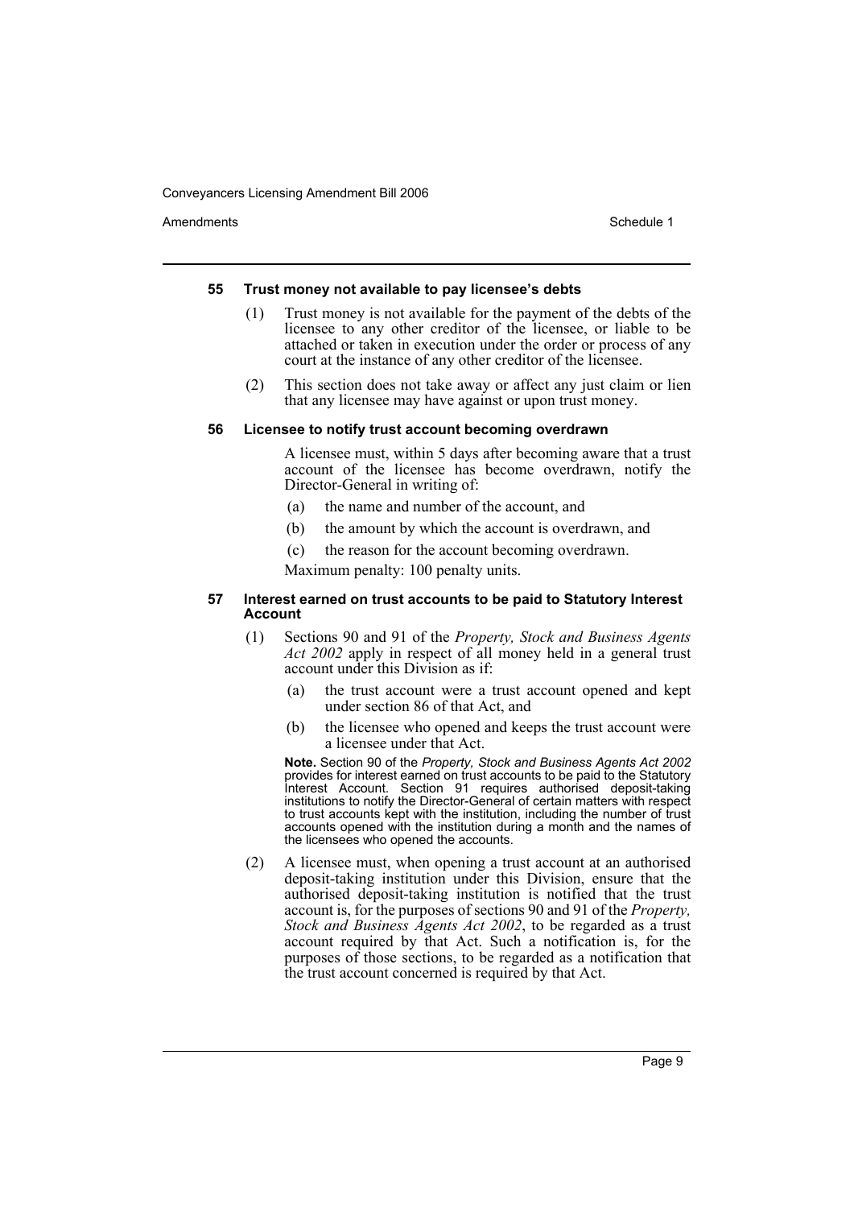#### 55 Trust money not available to pay licensee's debts

(1) Trust money is not available for the payment of the debts of the licensee to any other creditor of the licensee, or liable to be attached or taken in execution under the order or process of any court at the instance of any other creditor of the licensee.

(2) This section does not take away or affect any just claim or lien that any licensee may have against or upon trust money.

#### 56 Licensee to notify trust account becoming overdrawn

A licensee must, within 5 days after becoming aware that a trust account of the licensee has become overdrawn, notify the Director-General in writing of:

(a) the name and number of the account, and

(b) the amount by which the account is overdrawn, and

(c) the reason for the account becoming overdrawn.

Maximum penalty: 100 penalty units.

#### 57 Interest earned on trust accounts to be paid to Statutory Interest Account

(1) Sections 90 and 91 of the *Property, Stock and Business Agents Act 2002* apply in respect of all money held in a general trust account under this Division as if:

(a) the trust account were a trust account opened and kept under section 86 of that Act, and

(b) the licensee who opened and keeps the trust account were a licensee under that Act.

**Note.** Section 90 of the *Property, Stock and Business Agents Act 2002* provides for interest earned on trust accounts to be paid to the Statutory Interest Account. Section 91 requires authorised deposit-taking institutions to notify the Director-General of certain matters with respect to trust accounts kept with the institution, including the number of trust accounts opened with the institution during a month and the names of the licensees who opened the accounts.

(2) A licensee must, when opening a trust account at an authorised deposit-taking institution under this Division, ensure that the authorised deposit-taking institution is notified that the trust account is, for the purposes of sections 90 and 91 of the *Property, Stock and Business Agents Act 2002*, to be regarded as a trust account required by that Act. Such a notification is, for the purposes of those sections, to be regarded as a notification that the trust account concerned is required by that Act.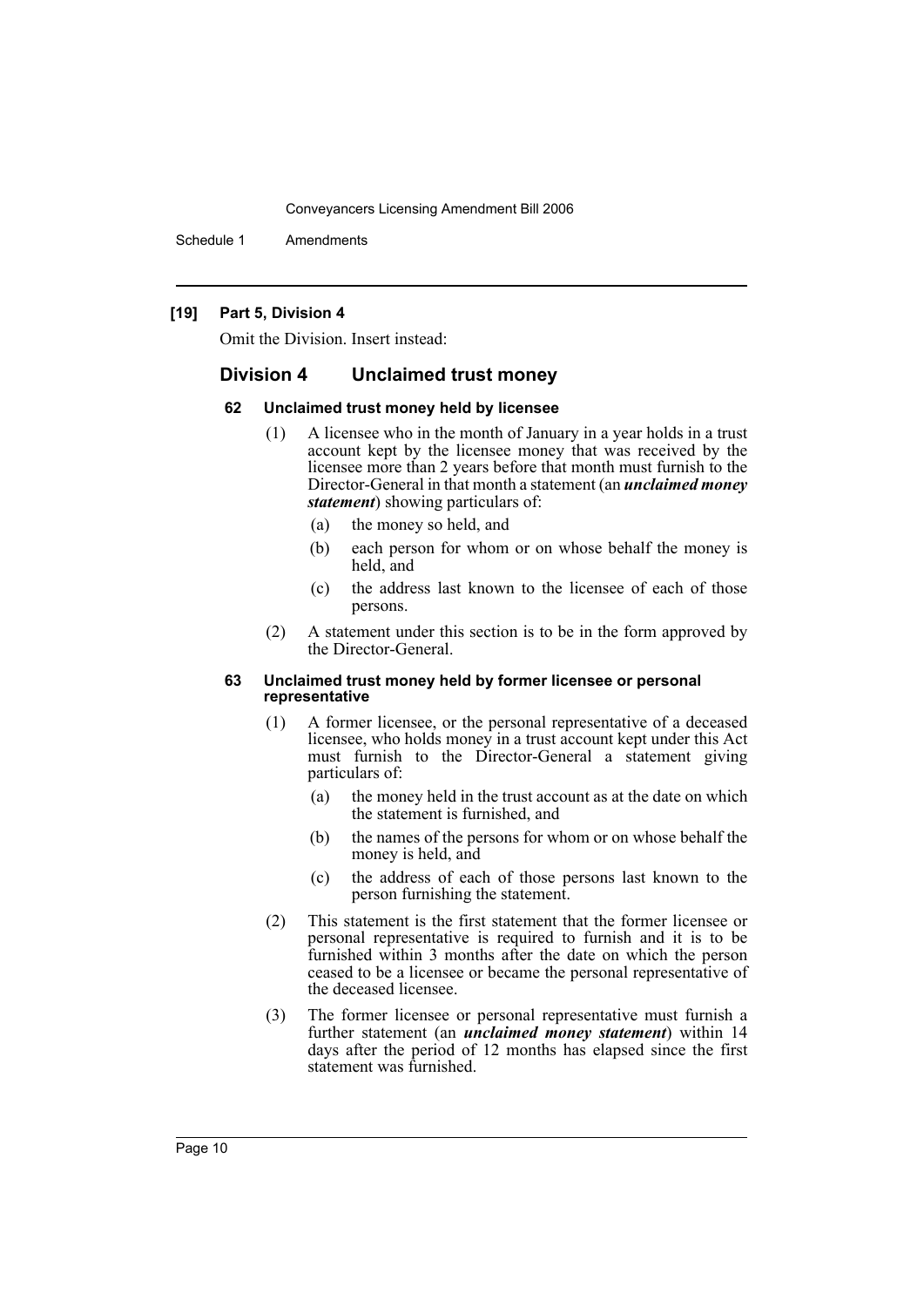**[19] Part 5, Division 4**

Omit the Division. Insert instead:

## Division 4 Unclaimed trust money

### 62 Unclaimed trust money held by licensee

(1) A licensee who in the month of January in a year holds in a trust account kept by the licensee money that was received by the licensee more than 2 years before that month must furnish to the Director-General in that month a statement (an ***unclaimed money statement***) showing particulars of:

- (a) the money so held, and
- (b) each person for whom or on whose behalf the money is held, and
- (c) the address last known to the licensee of each of those persons.

(2) A statement under this section is to be in the form approved by the Director-General.

### 63 Unclaimed trust money held by former licensee or personal representative

(1) A former licensee, or the personal representative of a deceased licensee, who holds money in a trust account kept under this Act must furnish to the Director-General a statement giving particulars of:

- (a) the money held in the trust account as at the date on which the statement is furnished, and
- (b) the names of the persons for whom or on whose behalf the money is held, and
- (c) the address of each of those persons last known to the person furnishing the statement.

(2) This statement is the first statement that the former licensee or personal representative is required to furnish and it is to be furnished within 3 months after the date on which the person ceased to be a licensee or became the personal representative of the deceased licensee.

(3) The former licensee or personal representative must furnish a further statement (an ***unclaimed money statement***) within 14 days after the period of 12 months has elapsed since the first statement was furnished.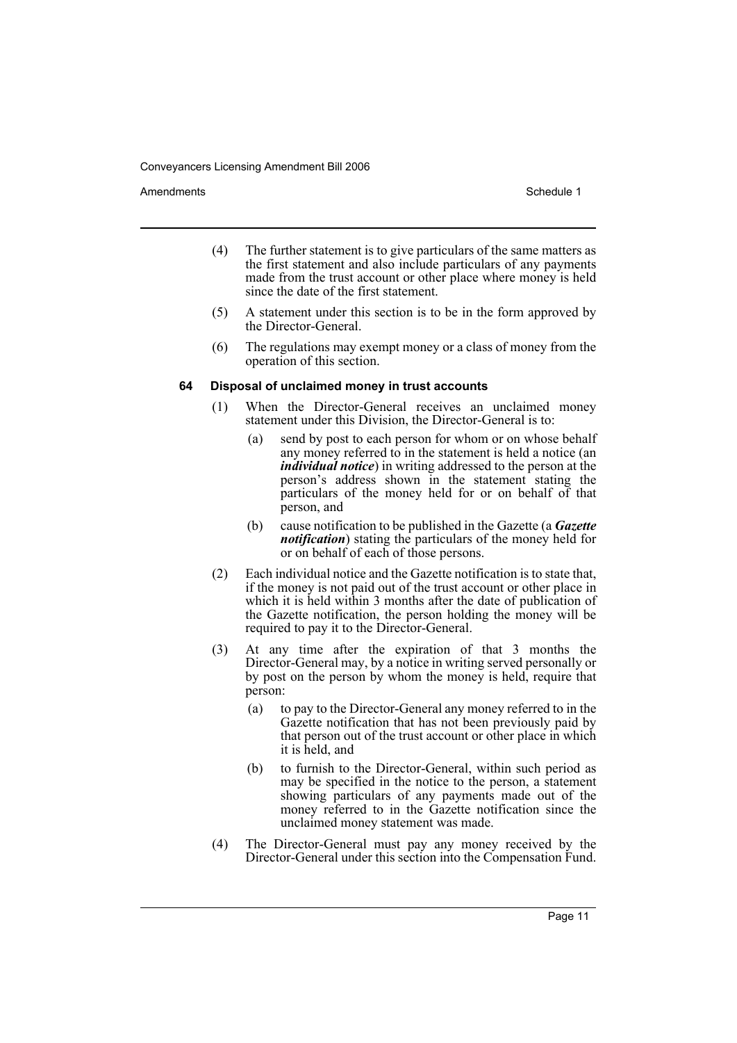(4) The further statement is to give particulars of the same matters as the first statement and also include particulars of any payments made from the trust account or other place where money is held since the date of the first statement.

(5) A statement under this section is to be in the form approved by the Director-General.

(6) The regulations may exempt money or a class of money from the operation of this section.

**64 Disposal of unclaimed money in trust accounts**

(1) When the Director-General receives an unclaimed money statement under this Division, the Director-General is to:

(a) send by post to each person for whom or on whose behalf any money referred to in the statement is held a notice (an ***individual notice***) in writing addressed to the person at the person's address shown in the statement stating the particulars of the money held for or on behalf of that person, and

(b) cause notification to be published in the Gazette (a ***Gazette notification***) stating the particulars of the money held for or on behalf of each of those persons.

(2) Each individual notice and the Gazette notification is to state that, if the money is not paid out of the trust account or other place in which it is held within 3 months after the date of publication of the Gazette notification, the person holding the money will be required to pay it to the Director-General.

(3) At any time after the expiration of that 3 months the Director-General may, by a notice in writing served personally or by post on the person by whom the money is held, require that person:

(a) to pay to the Director-General any money referred to in the Gazette notification that has not been previously paid by that person out of the trust account or other place in which it is held, and

(b) to furnish to the Director-General, within such period as may be specified in the notice to the person, a statement showing particulars of any payments made out of the money referred to in the Gazette notification since the unclaimed money statement was made.

(4) The Director-General must pay any money received by the Director-General under this section into the Compensation Fund.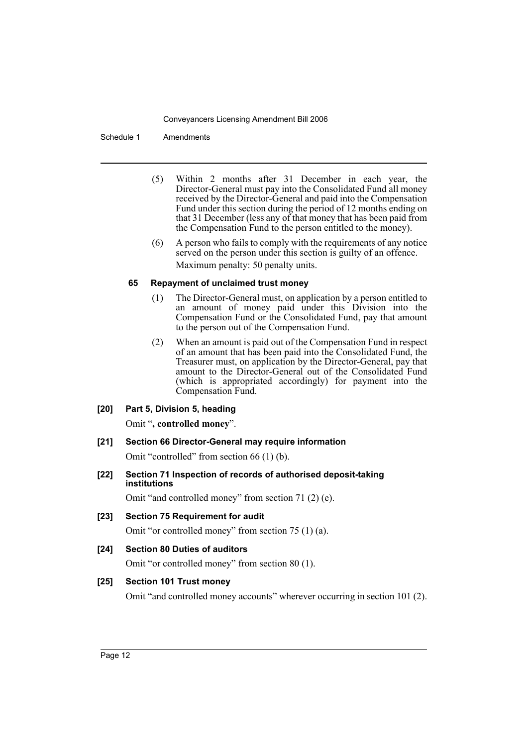(5) Within 2 months after 31 December in each year, the Director-General must pay into the Consolidated Fund all money received by the Director-General and paid into the Compensation Fund under this section during the period of 12 months ending on that 31 December (less any of that money that has been paid from the Compensation Fund to the person entitled to the money).

(6) A person who fails to comply with the requirements of any notice served on the person under this section is guilty of an offence.

Maximum penalty: 50 penalty units.

**65 Repayment of unclaimed trust money**

(1) The Director-General must, on application by a person entitled to an amount of money paid under this Division into the Compensation Fund or the Consolidated Fund, pay that amount to the person out of the Compensation Fund.

(2) When an amount is paid out of the Compensation Fund in respect of an amount that has been paid into the Consolidated Fund, the Treasurer must, on application by the Director-General, pay that amount to the Director-General out of the Consolidated Fund (which is appropriated accordingly) for payment into the Compensation Fund.

**[20] Part 5, Division 5, heading**

Omit "**, controlled money**".

**[21] Section 66 Director-General may require information**

Omit "controlled" from section 66 (1) (b).

**[22] Section 71 Inspection of records of authorised deposit-taking institutions**

Omit "and controlled money" from section 71 (2) (e).

**[23] Section 75 Requirement for audit**

Omit "or controlled money" from section 75 (1) (a).

**[24] Section 80 Duties of auditors**

Omit "or controlled money" from section 80 (1).

**[25] Section 101 Trust money**

Omit "and controlled money accounts" wherever occurring in section 101 (2).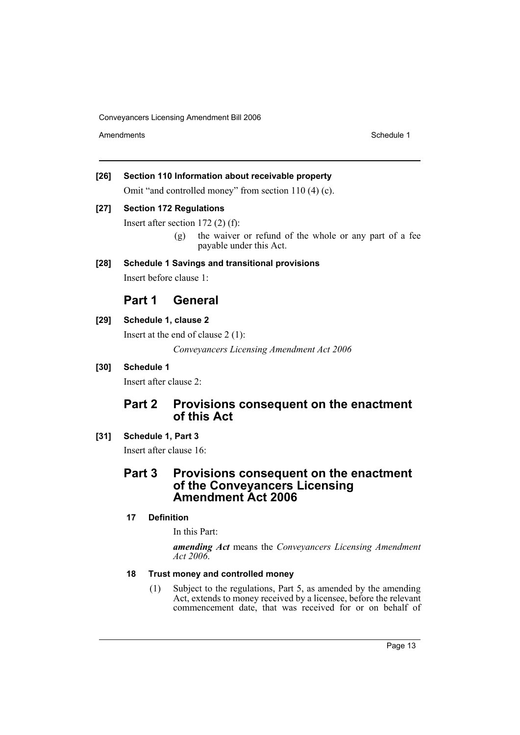**[26] Section 110 Information about receivable property**

Omit "and controlled money" from section 110 (4) (c).

**[27] Section 172 Regulations**

Insert after section 172 (2) (f):

(g) the waiver or refund of the whole or any part of a fee payable under this Act.

**[28] Schedule 1 Savings and transitional provisions**

Insert before clause 1:

## Part 1 General

**[29] Schedule 1, clause 2**

Insert at the end of clause 2 (1):

*Conveyancers Licensing Amendment Act 2006*

**[30] Schedule 1**

Insert after clause 2:

## Part 2 Provisions consequent on the enactment of this Act

**[31] Schedule 1, Part 3**

Insert after clause 16:

## Part 3 Provisions consequent on the enactment of the Conveyancers Licensing Amendment Act 2006

**17 Definition**

In this Part:

***amending Act*** means the *Conveyancers Licensing Amendment Act 2006*.

**18 Trust money and controlled money**

(1) Subject to the regulations, Part 5, as amended by the amending Act, extends to money received by a licensee, before the relevant commencement date, that was received for or on behalf of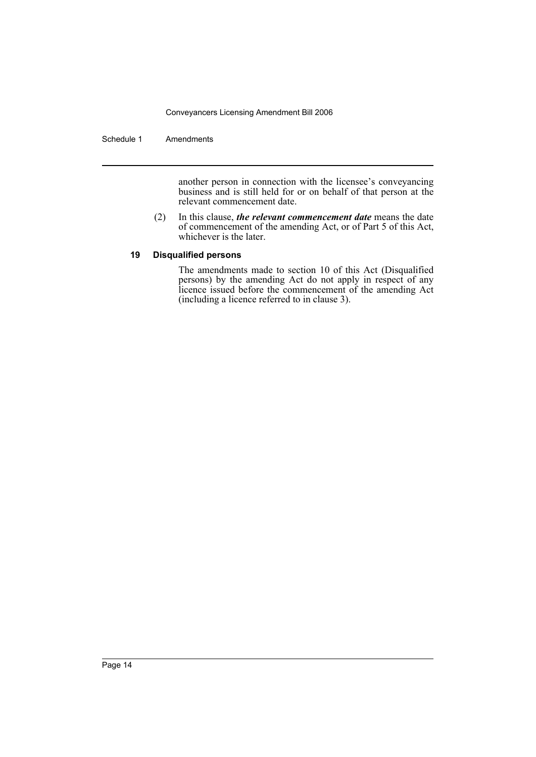another person in connection with the licensee's conveyancing business and is still held for or on behalf of that person at the relevant commencement date.

(2) In this clause, ***the relevant commencement date*** means the date of commencement of the amending Act, or of Part 5 of this Act, whichever is the later.

#### 19 Disqualified persons

The amendments made to section 10 of this Act (Disqualified persons) by the amending Act do not apply in respect of any licence issued before the commencement of the amending Act (including a licence referred to in clause 3).